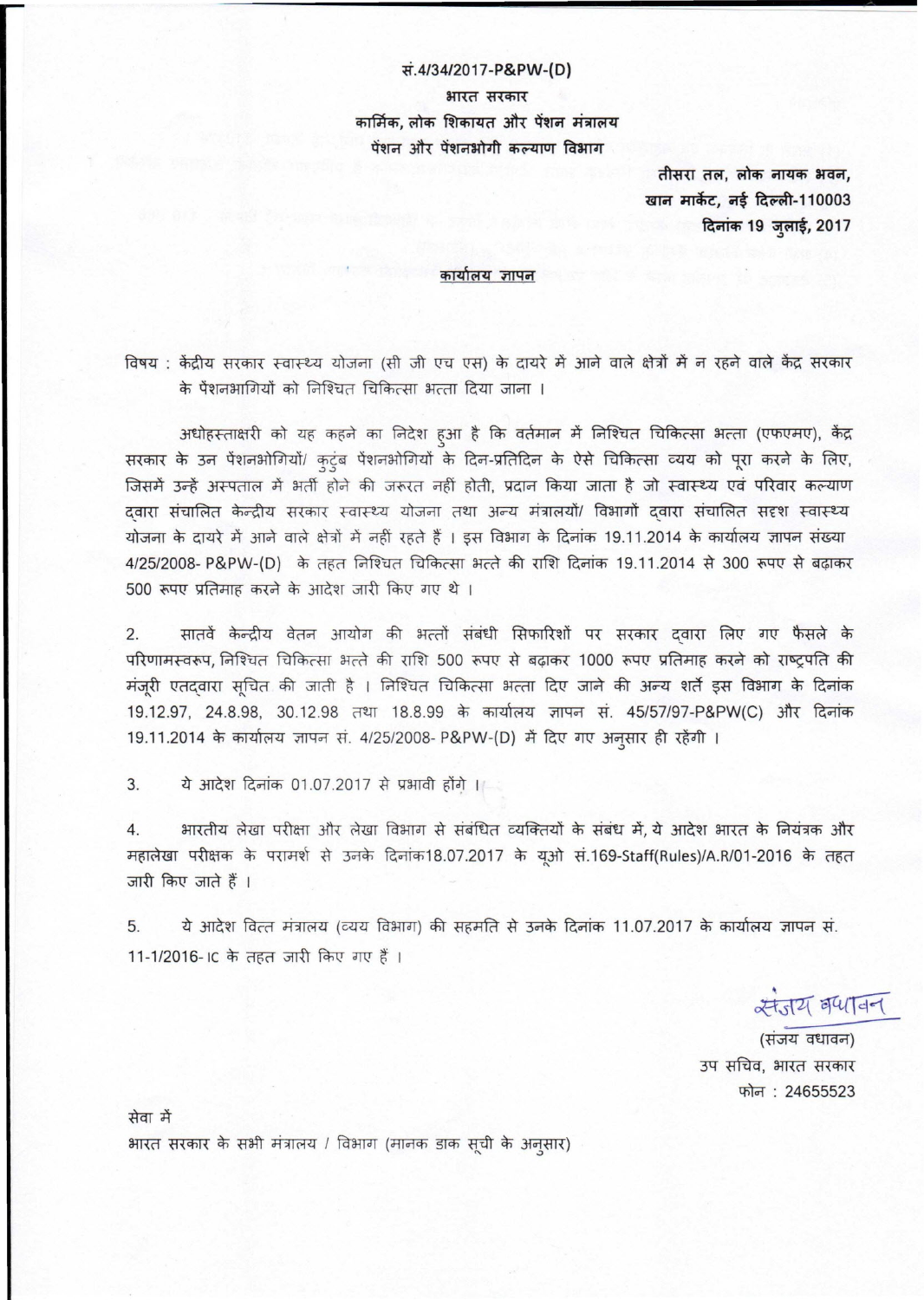सं.4/34/2017-P&PW-(D)

भारत सरकार

कार्मिक, लोक शिकायत और पेंशन मंत्रालय

पेंशन और पेंशनभोगी कल्याण विभाग

**तीसरा तल, लोक नायक भवन,**
**खान मार्केट, नई दिल्ली-110003**
**दिनांक 19 जुलाई, 2017**

**कार्यालय ज्ञापन**

विषय : केंद्रीय सरकार स्वास्थ्य योजना (सी जी एच एस) के दायरे में आने वाले क्षेत्रों में न रहने वाले केंद्र सरकार के पेंशनभागियों को निश्चित चिकित्सा भत्ता दिया जाना ।

अधोहस्ताक्षरी को यह कहने का निदेश हुआ है कि वर्तमान में निश्चित चिकित्सा भत्ता (एफएमए), केंद्र सरकार के उन पेंशनभोगियों/ कुटुंब पेंशनभोगियों के दिन-प्रतिदिन के ऐसे चिकित्सा व्यय को पूरा करने के लिए, जिसमें उन्हें अस्पताल में भर्ती होने की जरूरत नहीं होती, प्रदान किया जाता है जो स्वास्थ्य एवं परिवार कल्याण द्वारा संचालित केन्द्रीय सरकार स्वास्थ्य योजना तथा अन्य मंत्रालयों/ विभागों द्वारा संचालित सदृश स्वास्थ्य योजना के दायरे में आने वाले क्षेत्रों में नहीं रहते हैं । इस विभाग के दिनांक 19.11.2014 के कार्यालय ज्ञापन संख्या 4/25/2008- P&PW-(D) के तहत निश्चित चिकित्सा भत्ते की राशि दिनांक 19.11.2014 से 300 रूपए से बढ़ाकर 500 रूपए प्रतिमाह करने के आदेश जारी किए गए थे ।

2. सातवें केन्द्रीय वेतन आयोग की भत्तों संबंधी सिफारिशों पर सरकार द्वारा लिए गए फैसले के परिणामस्वरूप, निश्चित चिकित्सा भत्ते की राशि 500 रूपए से बढ़ाकर 1000 रूपए प्रतिमाह करने को राष्ट्रपति की मंजूरी एतद्वारा सूचित की जाती है । निश्चित चिकित्सा भत्ता दिए जाने की अन्य शर्तें इस विभाग के दिनांक 19.12.97, 24.8.98, 30.12.98 तथा 18.8.99 के कार्यालय ज्ञापन सं. 45/57/97-P&PW(C) और दिनांक 19.11.2014 के कार्यालय ज्ञापन सं. 4/25/2008- P&PW-(D) में दिए गए अनुसार ही रहेंगी ।

3. ये आदेश दिनांक 01.07.2017 से प्रभावी होंगे ।

4. भारतीय लेखा परीक्षा और लेखा विभाग से संबंधित व्यक्तियों के संबंध में, ये आदेश भारत के नियंत्रक और महालेखा परीक्षक के परामर्श से उनके दिनांक18.07.2017 के यूओ सं.169-Staff(Rules)/A.R/01-2016 के तहत जारी किए जाते हैं ।

5. ये आदेश वित्त मंत्रालय (व्यय विभाग) की सहमति से उनके दिनांक 11.07.2017 के कार्यालय ज्ञापन सं. 11-1/2016- IC के तहत जारी किए गए हैं ।

संजय वधावन

(संजय वधावन)
उप सचिव, भारत सरकार
फोन : 24655523

सेवा में

भारत सरकार के सभी मंत्रालय / विभाग (मानक डाक सूची के अनुसार)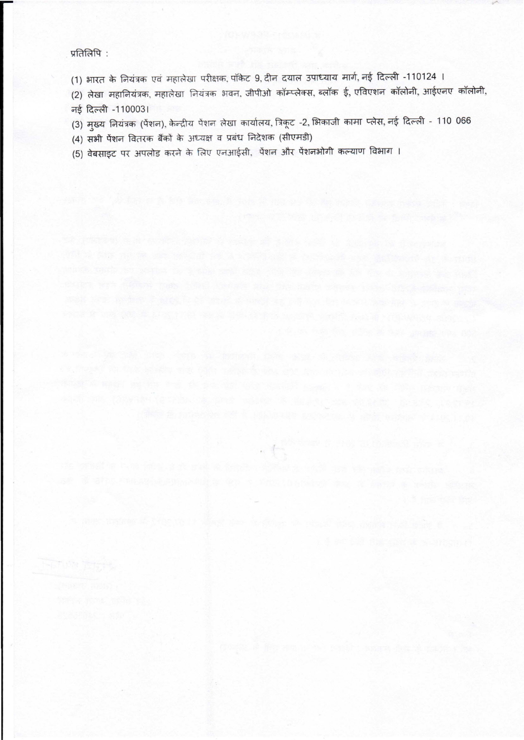प्रतिलिपि :

(1) भारत के नियंत्रक एवं महालेखा परीक्षक, पॉकेट 9, दीन दयाल उपाध्याय मार्ग, नई दिल्ली -110124 ।

(2) लेखा महानियंत्रक, महालेखा नियंत्रक भवन, जीपीओ कॉम्प्लेक्स, ब्लॉक ई, एविएशन कॉलोनी, आईएनए कॉलोनी, नई दिल्ली -110003।

(3) मुख्य नियंत्रक (पेंशन), केन्द्रीय पेंशन लेखा कार्यालय, त्रिकूट -2, भिकाजी कामा प्लेस, नई दिल्ली - 110 066

(4) सभी पेंशन वितरक बैंकों के अध्यक्ष व प्रबंध निदेशक (सीएमडी)

(5) वेबसाइट पर अपलोड करने के लिए एनआईसी, पेंशन और पेंशनभोगी कल्याण विभाग ।